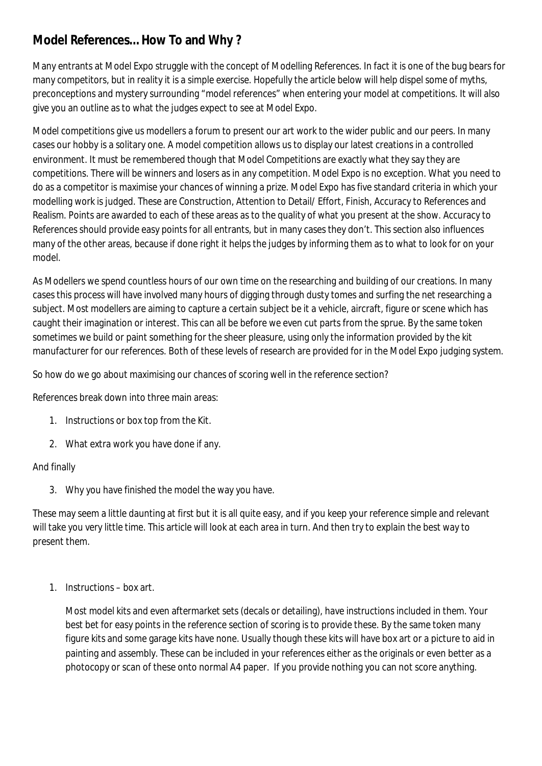## Model References… How To and Why ?

Many entrants at Model Expo struggle with the concept of Modelling References. In fact it is one of the bug bears for many competitors, but in reality it is a simple exercise. Hopefully the article below will help dispel some of myths, preconceptions and mystery surrounding "model references" when entering your model at competitions. It will also give you an outline as to what the judges expect to see at Model Expo.

Model competitions give us modellers a forum to present our art work to the wider public and our peers. In many cases our hobby is a solitary one. A model competition allows us to display our latest creations in a controlled environment. It must be remembered though that Model Competitions are exactly what they say they are competitions. There will be winners and losers as in any competition. Model Expo is no exception. What you need to do as a competitor is maximise your chances of winning a prize. Model Expo has five standard criteria in which your modelling work is judged. These are Construction, Attention to Detail/ Effort, Finish, Accuracy to References and Realism. Points are awarded to each of these areas as to the quality of what you present at the show. Accuracy to References should provide easy points for all entrants, but in many cases they don't. This section also influences many of the other areas, because if done right it helps the judges by informing them as to what to look for on your model.

As Modellers we spend countless hours of our own time on the researching and building of our creations. In many cases this process will have involved many hours of digging through dusty tomes and surfing the net researching a subject. Most modellers are aiming to capture a certain subject be it a vehicle, aircraft, figure or scene which has caught their imagination or interest. This can all be before we even cut parts from the sprue. By the same token sometimes we build or paint something for the sheer pleasure, using only the information provided by the kit manufacturer for our references. Both of these levels of research are provided for in the Model Expo judging system.

So how do we go about maximising our chances of scoring well in the reference section?

References break down into three main areas:

1. Instructions or box top from the Kit.
2. What extra work you have done if any.

And finally

3. Why you have finished the model the way you have.

These may seem a little daunting at first but it is all quite easy, and if you keep your reference simple and relevant will take you very little time. This article will look at each area in turn. And then try to explain the best way to present them.

1. Instructions – box art.

   Most model kits and even aftermarket sets (decals or detailing), have instructions included in them. Your best bet for easy points in the reference section of scoring is to provide these. By the same token many figure kits and some garage kits have none. Usually though these kits will have box art or a picture to aid in painting and assembly. These can be included in your references either as the originals or even better as a photocopy or scan of these onto normal A4 paper. If you provide nothing you can not score anything.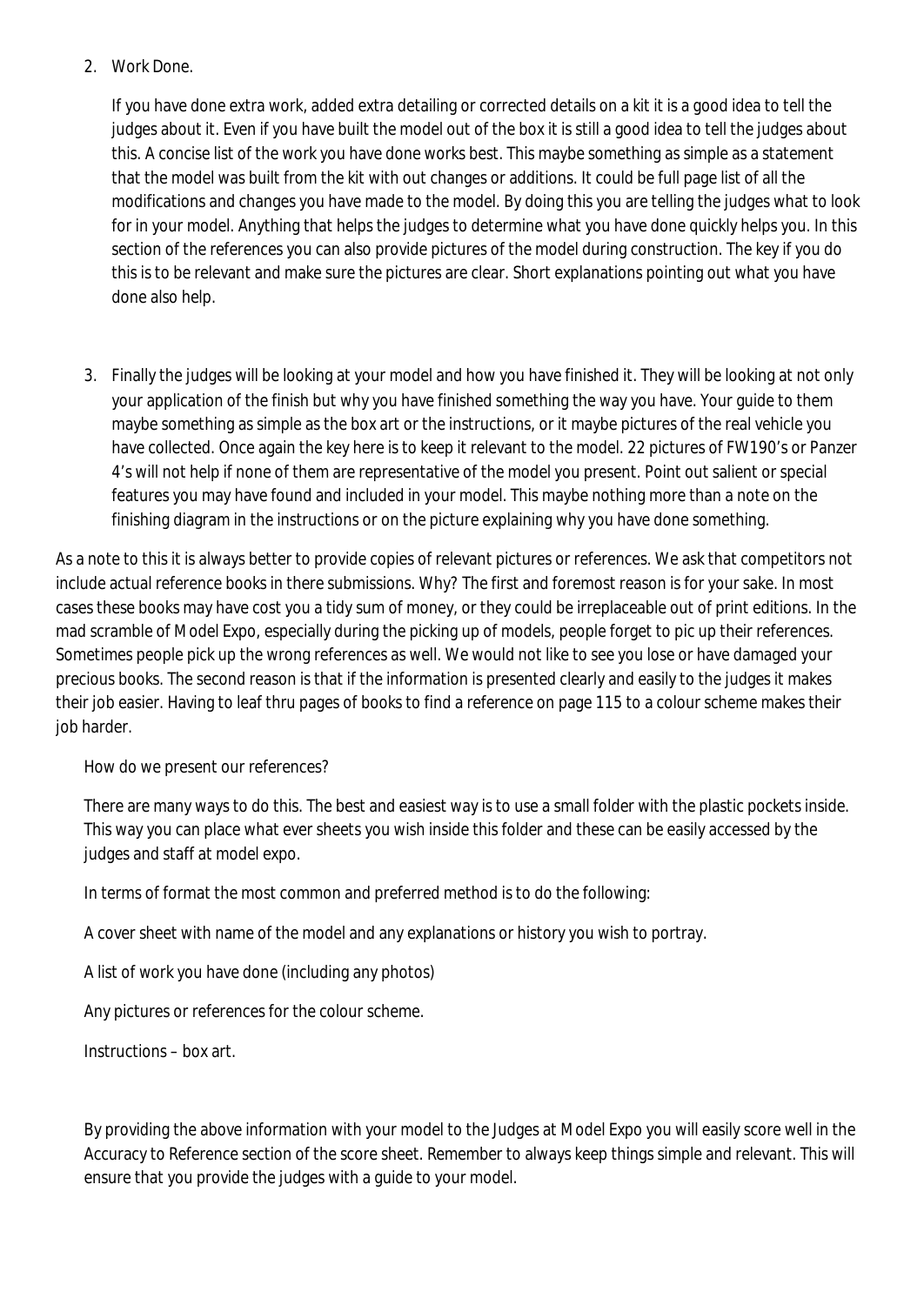2. Work Done.

   If you have done extra work, added extra detailing or corrected details on a kit it is a good idea to tell the judges about it. Even if you have built the model out of the box it is still a good idea to tell the judges about this. A concise list of the work you have done works best. This maybe something as simple as a statement that the model was built from the kit with out changes or additions. It could be full page list of all the modifications and changes you have made to the model. By doing this you are telling the judges what to look for in your model. Anything that helps the judges to determine what you have done quickly helps you. In this section of the references you can also provide pictures of the model during construction. The key if you do this is to be relevant and make sure the pictures are clear. Short explanations pointing out what you have done also help.

3. Finally the judges will be looking at your model and how you have finished it. They will be looking at not only your application of the finish but why you have finished something the way you have. Your guide to them maybe something as simple as the box art or the instructions, or it maybe pictures of the real vehicle you have collected. Once again the key here is to keep it relevant to the model. 22 pictures of FW190's or Panzer 4's will not help if none of them are representative of the model you present. Point out salient or special features you may have found and included in your model. This maybe nothing more than a note on the finishing diagram in the instructions or on the picture explaining why you have done something.

As a note to this it is always better to provide copies of relevant pictures or references. We ask that competitors not include actual reference books in there submissions. Why? The first and foremost reason is for your sake. In most cases these books may have cost you a tidy sum of money, or they could be irreplaceable out of print editions. In the mad scramble of Model Expo, especially during the picking up of models, people forget to pic up their references. Sometimes people pick up the wrong references as well. We would not like to see you lose or have damaged your precious books. The second reason is that if the information is presented clearly and easily to the judges it makes their job easier. Having to leaf thru pages of books to find a reference on page 115 to a colour scheme makes their job harder.

How do we present our references?

There are many ways to do this. The best and easiest way is to use a small folder with the plastic pockets inside. This way you can place what ever sheets you wish inside this folder and these can be easily accessed by the judges and staff at model expo.

In terms of format the most common and preferred method is to do the following:

A cover sheet with name of the model and any explanations or history you wish to portray.

A list of work you have done (including any photos)

Any pictures or references for the colour scheme.

Instructions – box art.

By providing the above information with your model to the Judges at Model Expo you will easily score well in the Accuracy to Reference section of the score sheet. Remember to always keep things simple and relevant. This will ensure that you provide the judges with a guide to your model.